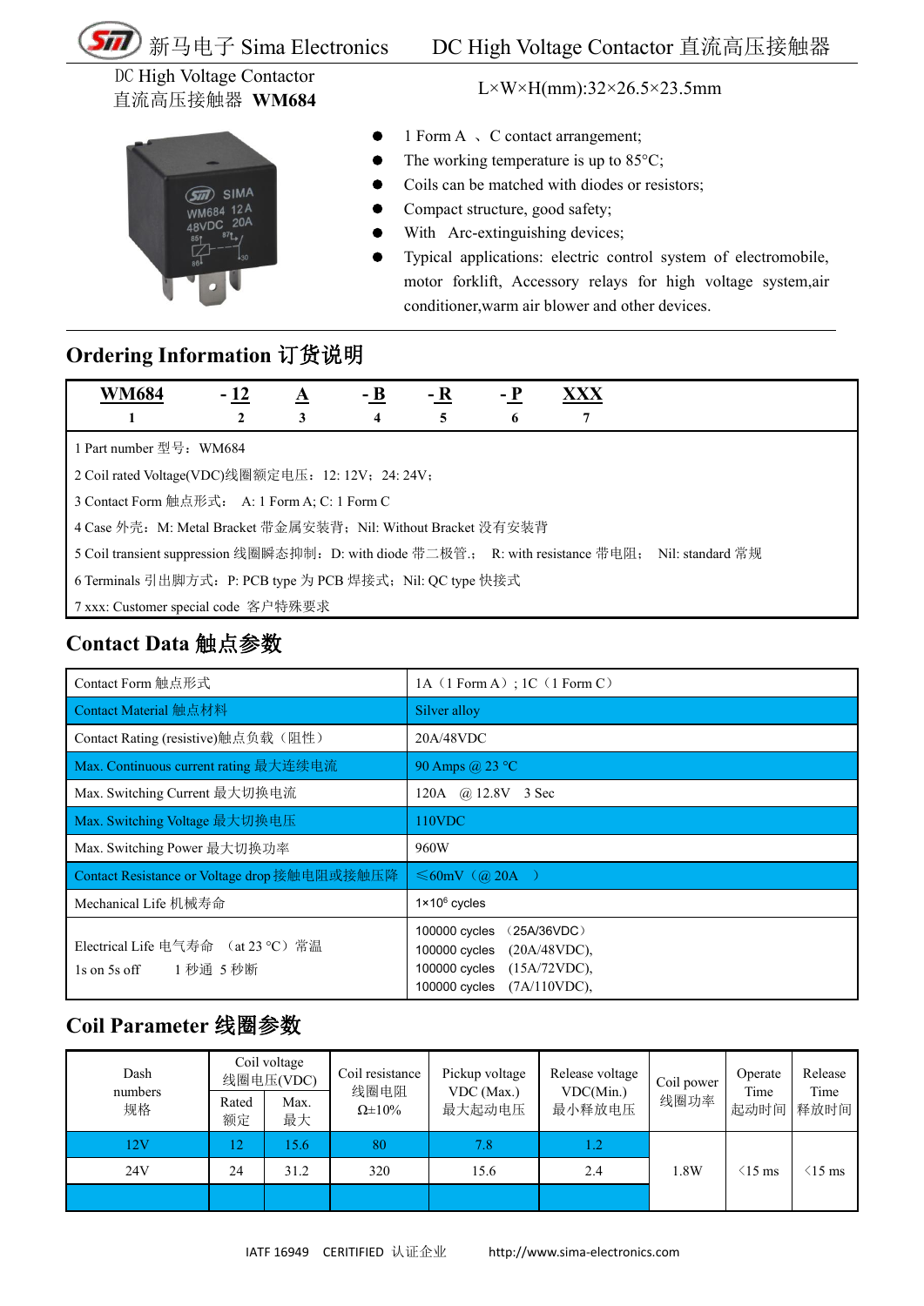DC High Voltage Contactor
直流高压接触器 **WM684**

L×W×H(mm):32×26.5×23.5mm

- 1 Form A 、C contact arrangement;
- The working temperature is up to 85°C;
- Coils can be matched with diodes or resistors;
- Compact structure, good safety;
- With Arc-extinguishing devices;
- Typical applications: electric control system of electromobile, motor forklift, Accessory relays for high voltage system,air conditioner,warm air blower and other devices.

## Ordering Information 订货说明

| WM684 | - 12 | A | - B | - R | - P | XXX |
|---|---|---|---|---|---|---|
| 1 | 2 | 3 | 4 | 5 | 6 | 7 |

1 Part number 型号：WM684

2 Coil rated Voltage(VDC)线圈额定电压：12: 12V；24: 24V；

3 Contact Form 触点形式： A: 1 Form A; C: 1 Form C

4 Case 外壳：M: Metal Bracket 带金属安装背；Nil: Without Bracket 没有安装背

5 Coil transient suppression 线圈瞬态抑制：D: with diode 带二极管.； R: with resistance 带电阻； Nil: standard 常规

6 Terminals 引出脚方式：P: PCB type 为 PCB 焊接式；Nil: QC type 快接式

7 xxx: Customer special code 客户特殊要求

## Contact Data 触点参数

| Contact Form 触点形式 | 1A（1 Form A）; 1C（1 Form C） |
|---|---|
| Contact Material 触点材料 | Silver alloy |
| Contact Rating (resistive)触点负载（阻性） | 20A/48VDC |
| Max. Continuous current rating 最大连续电流 | 90 Amps @ 23 °C |
| Max. Switching Current 最大切换电流 | 120A @ 12.8V 3 Sec |
| Max. Switching Voltage 最大切换电压 | 110VDC |
| Max. Switching Power 最大切换功率 | 960W |
| Contact Resistance or Voltage drop 接触电阻或接触压降 | ≤60mV（@ 20A ） |
| Mechanical Life 机械寿命 | 1×10[6] cycles |
| Electrical Life 电气寿命 （at 23 °C）常温<br>1s on 5s off 1 秒通 5 秒断 | 100000 cycles （25A/36VDC）<br>100000 cycles (20A/48VDC),<br>100000 cycles (15A/72VDC),<br>100000 cycles (7A/110VDC), |

## Coil Parameter 线圈参数

| Dash numbers 规格 | Coil voltage 线圈电压(VDC) | | Coil resistance 线圈电阻 Ω±10% | Pickup voltage VDC (Max.) 最大起动电压 | Release voltage VDC(Min.) 最小释放电压 | Coil power 线圈功率 | Operate Time 起动时间 | Release Time 释放时间 |
|---|---|---|---|---|---|---|---|---|
| | Rated 额定 | Max. 最大 | | | | | | |
| 12V | 12 | 15.6 | 80 | 7.8 | 1.2 | 1.8W | ＜15 ms | ＜15 ms |
| 24V | 24 | 31.2 | 320 | 15.6 | 2.4 | | | |
| | | | | | | | | |

IATF 16949 CERITIFIED 认证企业 http://www.sima-electronics.com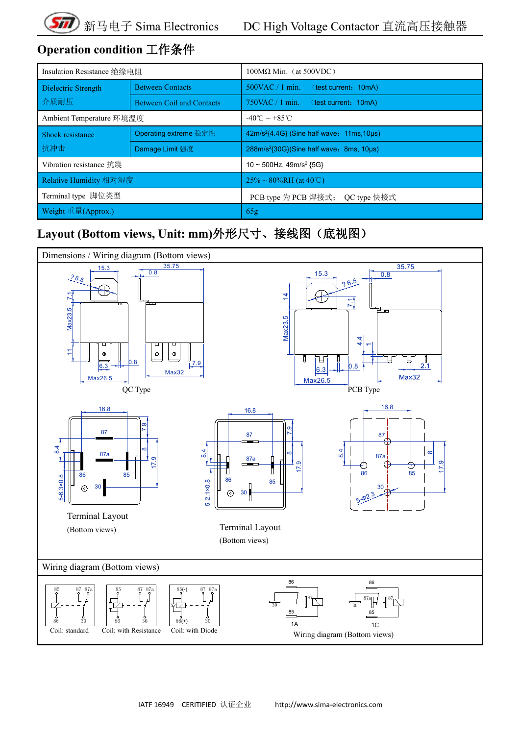## Operation condition 工作条件

| | | |
|---|---|---|
| Insulation Resistance 绝缘电阻 | | 100MΩ Min.（at 500VDC） |
| Dielectric Strength 介质耐压 | Between Contacts | 500VAC / 1 min. （test current：10mA) |
| | Between Coil and Contacts | 750VAC / 1 min. （test current：10mA) |
| Ambient Temperature 环境温度 | | -40℃ ~ +85℃ |
| Shock resistance 抗冲击 | Operating extreme 稳定性 | $42m/s^2${4.4G} (Sine half wave：11ms,10μs) |
| | Damage Limit 强度 | $288m/s^2${30G}(Sine half wave：8ms, 10μs) |
| Vibration resistance 抗震 | | 10 ~ 500Hz, $49m/s^2$ {5G} |
| Relative Humidity 相对湿度 | | 25% ~ 80%RH (at 40℃) |
| Terminal type 脚位类型 | | PCB type 为 PCB 焊接式； QC type 快接式 |
| Weight 重量(Approx.) | | 65g |

## Layout (Bottom views, Unit: mm)外形尺寸、接线图（底视图）

Dimensions / Wiring diagram (Bottom views)

15.3
?6.5
0.8
35.75
7.1
Max23.5
11
6.3
0.8
7.9
Max26.5
Max32

QC Type

15.3
?6.5
35.75
0.8
14
7.1
Max23.5
4.4
1
6.3
0.8
2.1
Max26.5
Max32

PCB Type

16.8
87
87a
86
85
30
7.9
8.4
8
17.9
5-6.3×0.8

Terminal Layout

(Bottom views)

16.8
87
87a
86
85
30
7.9
8.4
8
17.9
5-2.1×0.8

16.8
87
87a
86
85
30
8.4
8
17.9
5-Φ2.3

Terminal Layout

(Bottom views)

Wiring diagram (Bottom views)

85 87 87a
86 30
Coil: standard

85 87 87a
86 30
Coil: with Resistance

85(-) 87 87a
86(+) 30
Coil: with Diode

86
30
87
85
1A

86
30
87a
87
85
1C

Wiring diagram (Bottom views)